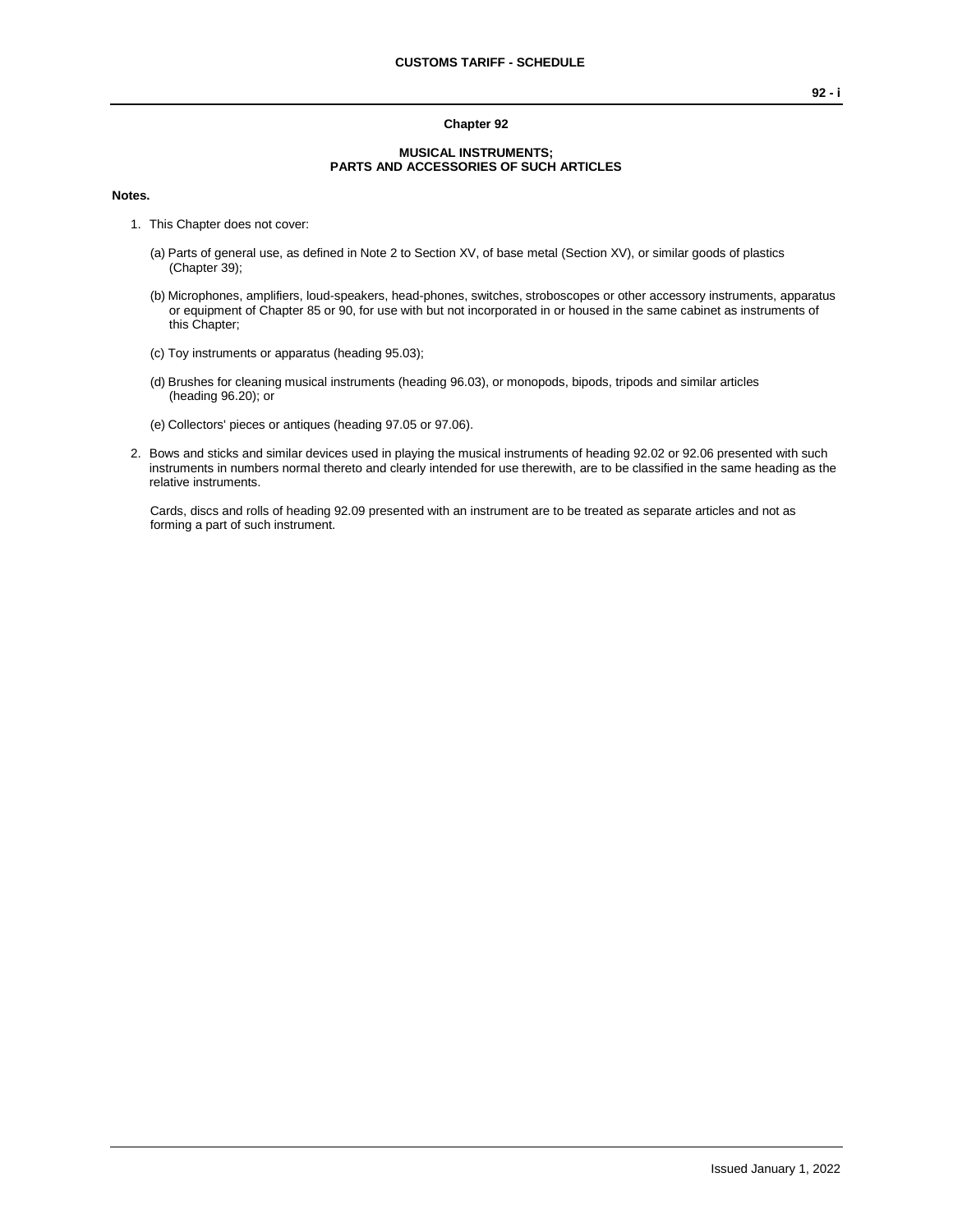# Chapter 92

## MUSICAL INSTRUMENTS; PARTS AND ACCESSORIES OF SUCH ARTICLES

**Notes.**

1. This Chapter does not cover:

   (a) Parts of general use, as defined in Note 2 to Section XV, of base metal (Section XV), or similar goods of plastics (Chapter 39);

   (b) Microphones, amplifiers, loud-speakers, head-phones, switches, stroboscopes or other accessory instruments, apparatus or equipment of Chapter 85 or 90, for use with but not incorporated in or housed in the same cabinet as instruments of this Chapter;

   (c) Toy instruments or apparatus (heading 95.03);

   (d) Brushes for cleaning musical instruments (heading 96.03), or monopods, bipods, tripods and similar articles (heading 96.20); or

   (e) Collectors' pieces or antiques (heading 97.05 or 97.06).

2. Bows and sticks and similar devices used in playing the musical instruments of heading 92.02 or 92.06 presented with such instruments in numbers normal thereto and clearly intended for use therewith, are to be classified in the same heading as the relative instruments.

   Cards, discs and rolls of heading 92.09 presented with an instrument are to be treated as separate articles and not as forming a part of such instrument.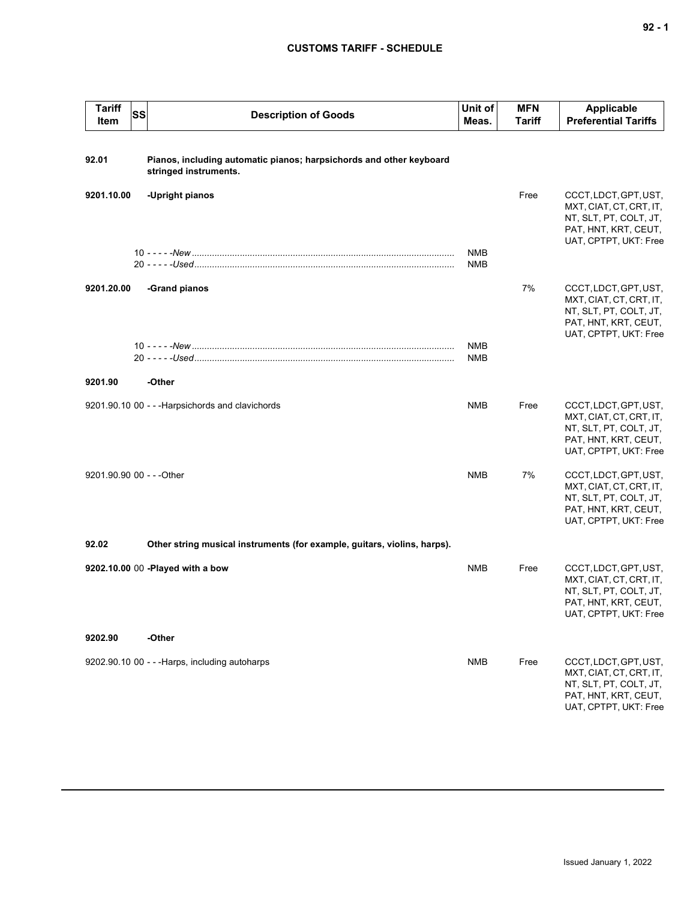| Tariff Item | SS | Description of Goods | Unit of Meas. | MFN Tariff | Applicable Preferential Tariffs |
|---|---|---|---|---|---|
| **92.01** | | **Pianos, including automatic pianos; harpsichords and other keyboard stringed instruments.** | | | |
| **9201.10.00** | | **-Upright pianos** | | Free | CCCT, LDCT, GPT, UST, MXT, CIAT, CT, CRT, IT, NT, SLT, PT, COLT, JT, PAT, HNT, KRT, CEUT, UAT, CPTPT, UKT: Free |
| | 10 | - - - - -*New* | NMB | | |
| | 20 | - - - - -*Used* | NMB | | |
| **9201.20.00** | | **-Grand pianos** | | 7% | CCCT, LDCT, GPT, UST, MXT, CIAT, CT, CRT, IT, NT, SLT, PT, COLT, JT, PAT, HNT, KRT, CEUT, UAT, CPTPT, UKT: Free |
| | 10 | - - - - -*New* | NMB | | |
| | 20 | - - - - -*Used* | NMB | | |
| **9201.90** | | **-Other** | | | |
| 9201.90.10 | 00 | - - -Harpsichords and clavichords | NMB | Free | CCCT, LDCT, GPT, UST, MXT, CIAT, CT, CRT, IT, NT, SLT, PT, COLT, JT, PAT, HNT, KRT, CEUT, UAT, CPTPT, UKT: Free |
| 9201.90.90 | 00 | - - -Other | NMB | 7% | CCCT, LDCT, GPT, UST, MXT, CIAT, CT, CRT, IT, NT, SLT, PT, COLT, JT, PAT, HNT, KRT, CEUT, UAT, CPTPT, UKT: Free |
| **92.02** | | **Other string musical instruments (for example, guitars, violins, harps).** | | | |
| **9202.10.00** | 00 | **-Played with a bow** | NMB | Free | CCCT, LDCT, GPT, UST, MXT, CIAT, CT, CRT, IT, NT, SLT, PT, COLT, JT, PAT, HNT, KRT, CEUT, UAT, CPTPT, UKT: Free |
| **9202.90** | | **-Other** | | | |
| 9202.90.10 | 00 | - - -Harps, including autoharps | NMB | Free | CCCT, LDCT, GPT, UST, MXT, CIAT, CT, CRT, IT, NT, SLT, PT, COLT, JT, PAT, HNT, KRT, CEUT, UAT, CPTPT, UKT: Free |

Issued January 1, 2022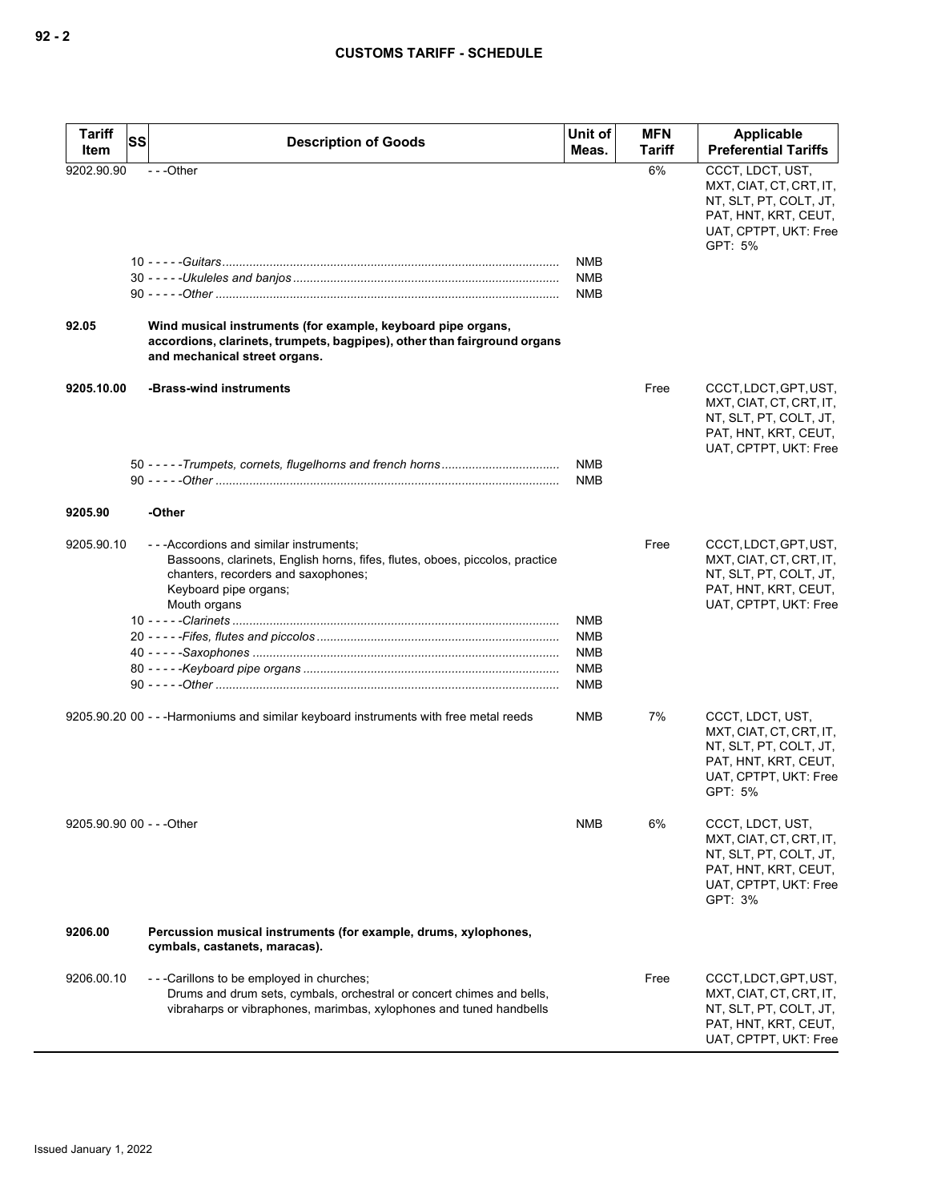| Tariff Item | SS | Description of Goods | Unit of Meas. | MFN Tariff | Applicable Preferential Tariffs |
|---|---|---|---|---|---|
| 9202.90.90 | | - - -Other | | 6% | CCCT, LDCT, UST, MXT, CIAT, CT, CRT, IT, NT, SLT, PT, COLT, JT, PAT, HNT, KRT, CEUT, UAT, CPTPT, UKT: Free<br>GPT: 5% |
| | | 10 - - - - -*Guitars* | NMB | | |
| | | 30 - - - - -*Ukuleles and banjos* | NMB | | |
| | | 90 - - - - -*Other* | NMB | | |
| **92.05** | | **Wind musical instruments (for example, keyboard pipe organs, accordions, clarinets, trumpets, bagpipes), other than fairground organs and mechanical street organs.** | | | |
| **9205.10.00** | | **-Brass-wind instruments** | | Free | CCCT, LDCT, GPT, UST, MXT, CIAT, CT, CRT, IT, NT, SLT, PT, COLT, JT, PAT, HNT, KRT, CEUT, UAT, CPTPT, UKT: Free |
| | | 50 - - - - -*Trumpets, cornets, flugelhorns and french horns* | NMB | | |
| | | 90 - - - - -*Other* | NMB | | |
| **9205.90** | | **-Other** | | | |
| 9205.90.10 | | - - -Accordions and similar instruments;<br>Bassoons, clarinets, English horns, fifes, flutes, oboes, piccolos, practice chanters, recorders and saxophones;<br>Keyboard pipe organs;<br>Mouth organs | | Free | CCCT, LDCT, GPT, UST, MXT, CIAT, CT, CRT, IT, NT, SLT, PT, COLT, JT, PAT, HNT, KRT, CEUT, UAT, CPTPT, UKT: Free |
| | | 10 - - - - -*Clarinets* | NMB | | |
| | | 20 - - - - -*Fifes, flutes and piccolos* | NMB | | |
| | | 40 - - - - -*Saxophones* | NMB | | |
| | | 80 - - - - -*Keyboard pipe organs* | NMB | | |
| | | 90 - - - - -*Other* | NMB | | |
| 9205.90.20 | 00 | - - -Harmoniums and similar keyboard instruments with free metal reeds | NMB | 7% | CCCT, LDCT, UST, MXT, CIAT, CT, CRT, IT, NT, SLT, PT, COLT, JT, PAT, HNT, KRT, CEUT, UAT, CPTPT, UKT: Free<br>GPT: 5% |
| 9205.90.90 | 00 | - - -Other | NMB | 6% | CCCT, LDCT, UST, MXT, CIAT, CT, CRT, IT, NT, SLT, PT, COLT, JT, PAT, HNT, KRT, CEUT, UAT, CPTPT, UKT: Free<br>GPT: 3% |
| **9206.00** | | **Percussion musical instruments (for example, drums, xylophones, cymbals, castanets, maracas).** | | | |
| 9206.00.10 | | - - -Carillons to be employed in churches;<br>Drums and drum sets, cymbals, orchestral or concert chimes and bells, vibraharps or vibraphones, marimbas, xylophones and tuned handbells | | Free | CCCT, LDCT, GPT, UST, MXT, CIAT, CT, CRT, IT, NT, SLT, PT, COLT, JT, PAT, HNT, KRT, CEUT, UAT, CPTPT, UKT: Free |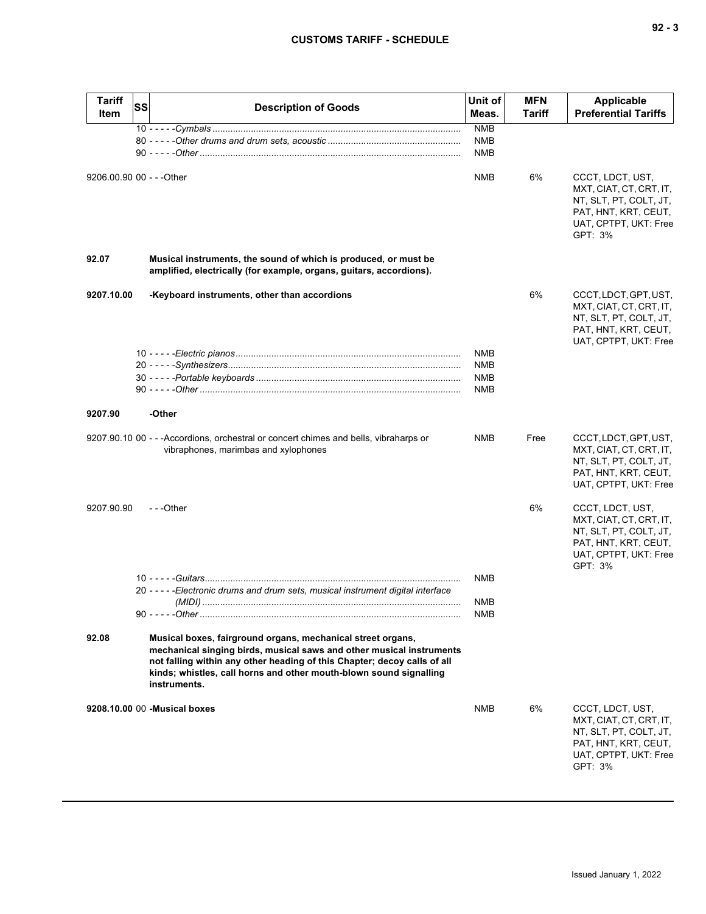| Tariff Item | SS | Description of Goods | Unit of Meas. | MFN Tariff | Applicable Preferential Tariffs |
|---|---|---|---|---|---|
| | | 10 - - - - -*Cymbals* | NMB | | |
| | | 80 - - - - -*Other drums and drum sets, acoustic* | NMB | | |
| | | 90 - - - - -*Other* | NMB | | |
| 9206.00.90 | 00 | - - -Other | NMB | 6% | CCCT, LDCT, UST, MXT, CIAT, CT, CRT, IT, NT, SLT, PT, COLT, JT, PAT, HNT, KRT, CEUT, UAT, CPTPT, UKT: Free GPT: 3% |
| **92.07** | | **Musical instruments, the sound of which is produced, or must be amplified, electrically (for example, organs, guitars, accordions).** | | | |
| **9207.10.00** | | **-Keyboard instruments, other than accordions** | | 6% | CCCT, LDCT, GPT, UST, MXT, CIAT, CT, CRT, IT, NT, SLT, PT, COLT, JT, PAT, HNT, KRT, CEUT, UAT, CPTPT, UKT: Free |
| | | 10 - - - - -*Electric pianos* | NMB | | |
| | | 20 - - - - -*Synthesizers* | NMB | | |
| | | 30 - - - - -*Portable keyboards* | NMB | | |
| | | 90 - - - - -*Other* | NMB | | |
| **9207.90** | | **-Other** | | | |
| 9207.90.10 | 00 | - - -Accordions, orchestral or concert chimes and bells, vibraharps or vibraphones, marimbas and xylophones | NMB | Free | CCCT, LDCT, GPT, UST, MXT, CIAT, CT, CRT, IT, NT, SLT, PT, COLT, JT, PAT, HNT, KRT, CEUT, UAT, CPTPT, UKT: Free |
| 9207.90.90 | | - - -Other | | 6% | CCCT, LDCT, UST, MXT, CIAT, CT, CRT, IT, NT, SLT, PT, COLT, JT, PAT, HNT, KRT, CEUT, UAT, CPTPT, UKT: Free GPT: 3% |
| | | 10 - - - - -*Guitars* | NMB | | |
| | | 20 - - - - -*Electronic drums and drum sets, musical instrument digital interface (MIDI)* | NMB | | |
| | | 90 - - - - -*Other* | NMB | | |
| **92.08** | | **Musical boxes, fairground organs, mechanical street organs, mechanical singing birds, musical saws and other musical instruments not falling within any other heading of this Chapter; decoy calls of all kinds; whistles, call horns and other mouth-blown sound signalling instruments.** | | | |
| **9208.10.00** | 00 | **-Musical boxes** | NMB | 6% | CCCT, LDCT, UST, MXT, CIAT, CT, CRT, IT, NT, SLT, PT, COLT, JT, PAT, HNT, KRT, CEUT, UAT, CPTPT, UKT: Free GPT: 3% |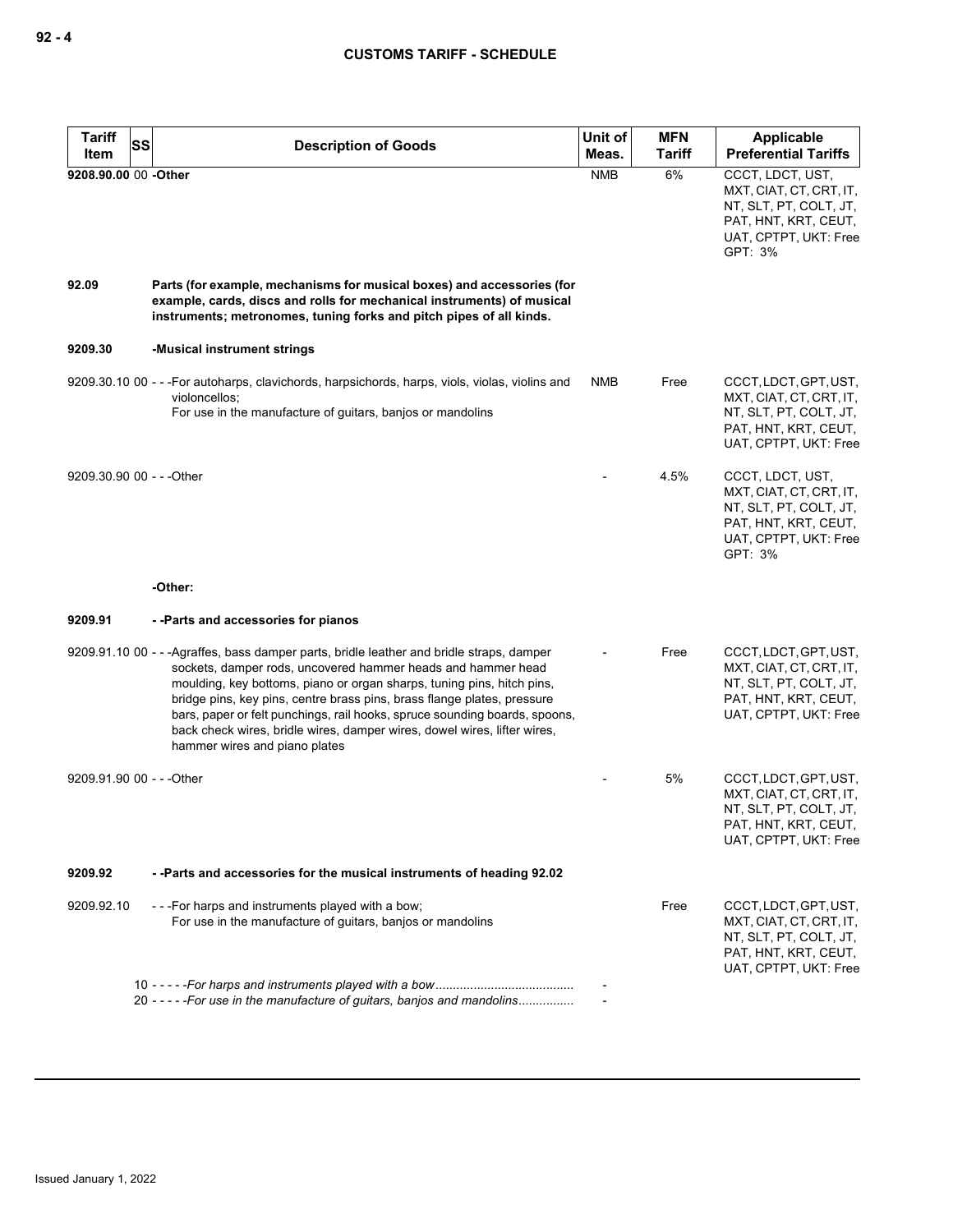| Tariff Item | SS | Description of Goods | Unit of Meas. | MFN Tariff | Applicable Preferential Tariffs |
|---|---|---|---|---|---|
| 9208.90.00 | 00 | -Other | NMB | 6% | CCCT, LDCT, UST, MXT, CIAT, CT, CRT, IT, NT, SLT, PT, COLT, JT, PAT, HNT, KRT, CEUT, UAT, CPTPT, UKT: Free<br>GPT: 3% |
| 92.09 | | Parts (for example, mechanisms for musical boxes) and accessories (for example, cards, discs and rolls for mechanical instruments) of musical instruments; metronomes, tuning forks and pitch pipes of all kinds. | | | |
| 9209.30 | | -Musical instrument strings | | | |
| 9209.30.10 | 00 | - - -For autoharps, clavichords, harpsichords, harps, viols, violas, violins and violoncellos;<br>For use in the manufacture of guitars, banjos or mandolins | NMB | Free | CCCT, LDCT, GPT, UST, MXT, CIAT, CT, CRT, IT, NT, SLT, PT, COLT, JT, PAT, HNT, KRT, CEUT, UAT, CPTPT, UKT: Free |
| 9209.30.90 | 00 | - - -Other | - | 4.5% | CCCT, LDCT, UST, MXT, CIAT, CT, CRT, IT, NT, SLT, PT, COLT, JT, PAT, HNT, KRT, CEUT, UAT, CPTPT, UKT: Free<br>GPT: 3% |
| | | -Other: | | | |
| 9209.91 | | - -Parts and accessories for pianos | | | |
| 9209.91.10 | 00 | - - -Agraffes, bass damper parts, bridle leather and bridle straps, damper sockets, damper rods, uncovered hammer heads and hammer head moulding, key bottoms, piano or organ sharps, tuning pins, hitch pins, bridge pins, key pins, centre brass pins, brass flange plates, pressure bars, paper or felt punchings, rail hooks, spruce sounding boards, spoons, back check wires, bridle wires, damper wires, dowel wires, lifter wires, hammer wires and piano plates | - | Free | CCCT, LDCT, GPT, UST, MXT, CIAT, CT, CRT, IT, NT, SLT, PT, COLT, JT, PAT, HNT, KRT, CEUT, UAT, CPTPT, UKT: Free |
| 9209.91.90 | 00 | - - -Other | - | 5% | CCCT, LDCT, GPT, UST, MXT, CIAT, CT, CRT, IT, NT, SLT, PT, COLT, JT, PAT, HNT, KRT, CEUT, UAT, CPTPT, UKT: Free |
| 9209.92 | | - -Parts and accessories for the musical instruments of heading 92.02 | | | |
| 9209.92.10 | | - - -For harps and instruments played with a bow;<br>For use in the manufacture of guitars, banjos or mandolins | | Free | CCCT, LDCT, GPT, UST, MXT, CIAT, CT, CRT, IT, NT, SLT, PT, COLT, JT, PAT, HNT, KRT, CEUT, UAT, CPTPT, UKT: Free |
| | 10 | - - - - -*For harps and instruments played with a bow* | - | | |
| | 20 | - - - - -*For use in the manufacture of guitars, banjos and mandolins* | - | | |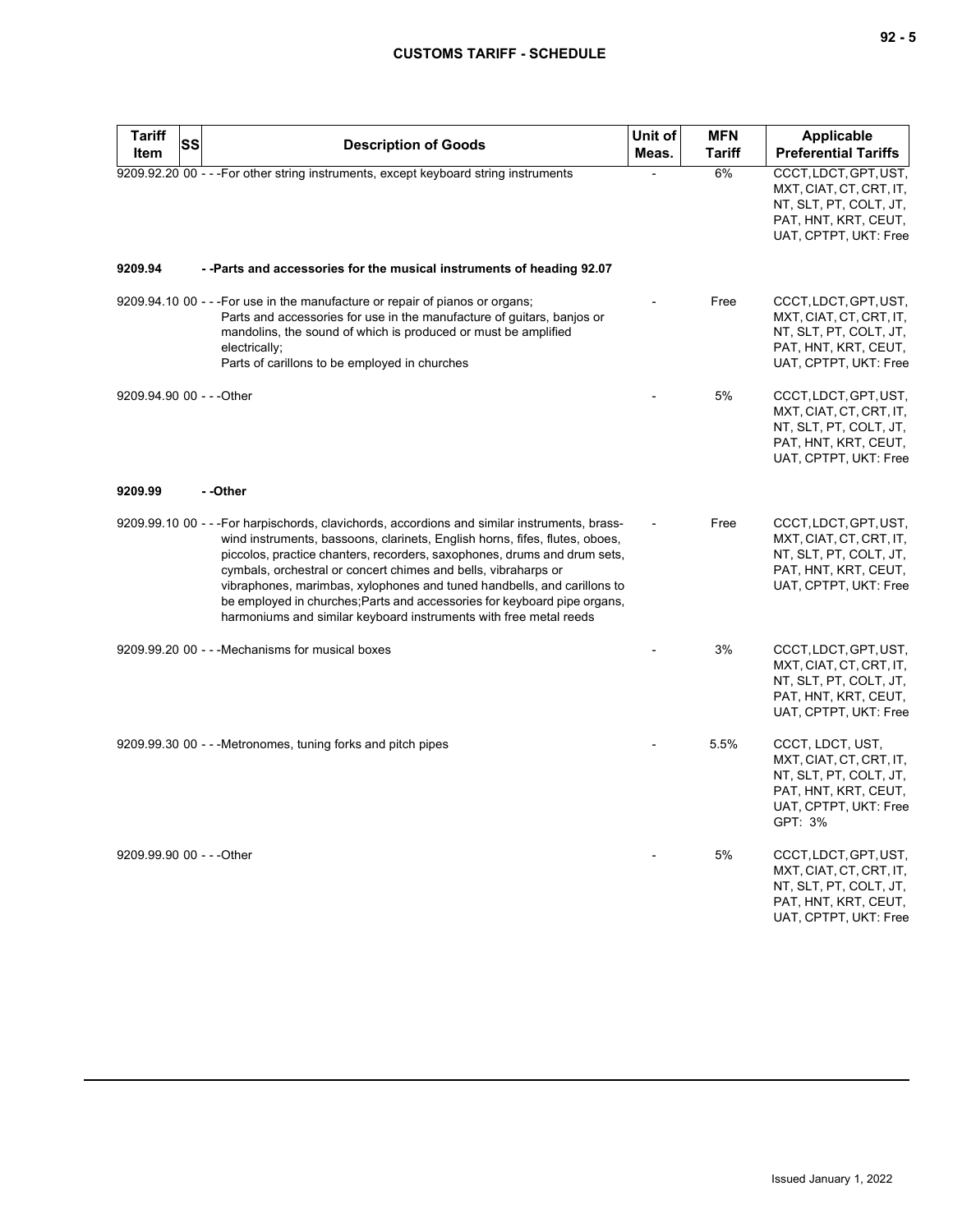| Tariff Item | SS | Description of Goods | Unit of Meas. | MFN Tariff | Applicable Preferential Tariffs |
|---|---|---|---|---|---|
| 9209.92.20 | 00 | - - -For other string instruments, except keyboard string instruments | - | 6% | CCCT, LDCT, GPT, UST, MXT, CIAT, CT, CRT, IT, NT, SLT, PT, COLT, JT, PAT, HNT, KRT, CEUT, UAT, CPTPT, UKT: Free |
| 9209.94 | | - -Parts and accessories for the musical instruments of heading 92.07 | | | |
| 9209.94.10 | 00 | - - -For use in the manufacture or repair of pianos or organs;<br>Parts and accessories for use in the manufacture of guitars, banjos or mandolins, the sound of which is produced or must be amplified electrically;<br>Parts of carillons to be employed in churches | - | Free | CCCT, LDCT, GPT, UST, MXT, CIAT, CT, CRT, IT, NT, SLT, PT, COLT, JT, PAT, HNT, KRT, CEUT, UAT, CPTPT, UKT: Free |
| 9209.94.90 | 00 | - - -Other | - | 5% | CCCT, LDCT, GPT, UST, MXT, CIAT, CT, CRT, IT, NT, SLT, PT, COLT, JT, PAT, HNT, KRT, CEUT, UAT, CPTPT, UKT: Free |
| 9209.99 | | - -Other | | | |
| 9209.99.10 | 00 | - - -For harpsichords, clavichords, accordions and similar instruments, brass-wind instruments, bassoons, clarinets, English horns, fifes, flutes, oboes, piccolos, practice chanters, recorders, saxophones, drums and drum sets, cymbals, orchestral or concert chimes and bells, vibraharps or vibraphones, marimbas, xylophones and tuned handbells, and carillons to be employed in churches;Parts and accessories for keyboard pipe organs, harmoniums and similar keyboard instruments with free metal reeds | - | Free | CCCT, LDCT, GPT, UST, MXT, CIAT, CT, CRT, IT, NT, SLT, PT, COLT, JT, PAT, HNT, KRT, CEUT, UAT, CPTPT, UKT: Free |
| 9209.99.20 | 00 | - - -Mechanisms for musical boxes | - | 3% | CCCT, LDCT, GPT, UST, MXT, CIAT, CT, CRT, IT, NT, SLT, PT, COLT, JT, PAT, HNT, KRT, CEUT, UAT, CPTPT, UKT: Free |
| 9209.99.30 | 00 | - - -Metronomes, tuning forks and pitch pipes | - | 5.5% | CCCT, LDCT, UST, MXT, CIAT, CT, CRT, IT, NT, SLT, PT, COLT, JT, PAT, HNT, KRT, CEUT, UAT, CPTPT, UKT: Free<br>GPT: 3% |
| 9209.99.90 | 00 | - - -Other | - | 5% | CCCT, LDCT, GPT, UST, MXT, CIAT, CT, CRT, IT, NT, SLT, PT, COLT, JT, PAT, HNT, KRT, CEUT, UAT, CPTPT, UKT: Free |